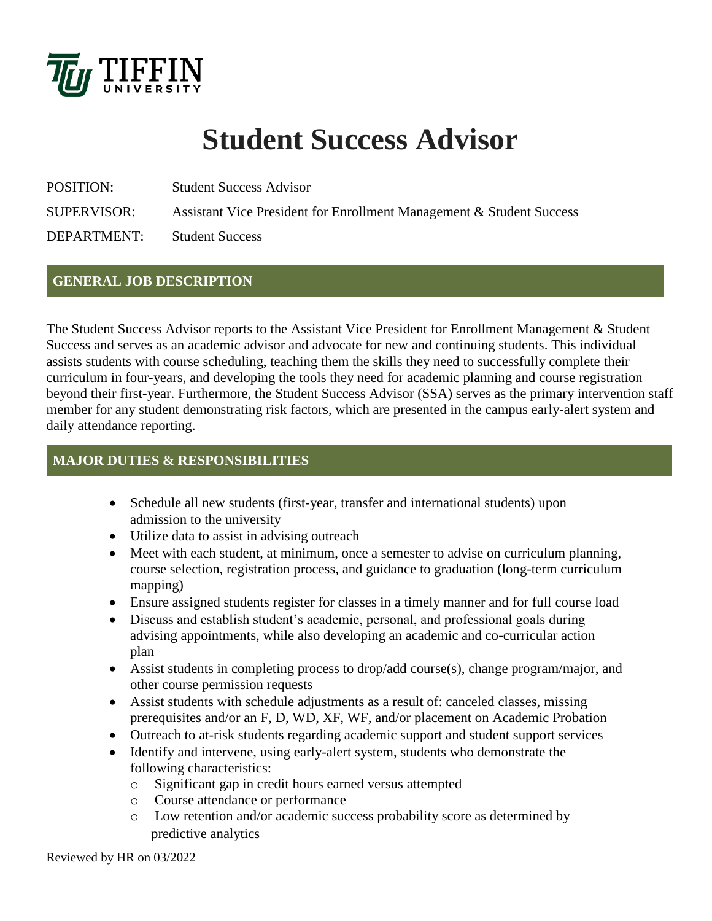TIFFIN UNIVERSITY

# Student Success Advisor

POSITION: Student Success Advisor

SUPERVISOR: Assistant Vice President for Enrollment Management & Student Success

DEPARTMENT: Student Success

## GENERAL JOB DESCRIPTION

The Student Success Advisor reports to the Assistant Vice President for Enrollment Management & Student Success and serves as an academic advisor and advocate for new and continuing students. This individual assists students with course scheduling, teaching them the skills they need to successfully complete their curriculum in four-years, and developing the tools they need for academic planning and course registration beyond their first-year. Furthermore, the Student Success Advisor (SSA) serves as the primary intervention staff member for any student demonstrating risk factors, which are presented in the campus early-alert system and daily attendance reporting.

## MAJOR DUTIES & RESPONSIBILITIES

- Schedule all new students (first-year, transfer and international students) upon admission to the university
- Utilize data to assist in advising outreach
- Meet with each student, at minimum, once a semester to advise on curriculum planning, course selection, registration process, and guidance to graduation (long-term curriculum mapping)
- Ensure assigned students register for classes in a timely manner and for full course load
- Discuss and establish student's academic, personal, and professional goals during advising appointments, while also developing an academic and co-curricular action plan
- Assist students in completing process to drop/add course(s), change program/major, and other course permission requests
- Assist students with schedule adjustments as a result of: canceled classes, missing prerequisites and/or an F, D, WD, XF, WF, and/or placement on Academic Probation
- Outreach to at-risk students regarding academic support and student support services
- Identify and intervene, using early-alert system, students who demonstrate the following characteristics:
  - Significant gap in credit hours earned versus attempted
  - Course attendance or performance
  - Low retention and/or academic success probability score as determined by predictive analytics

Reviewed by HR on 03/2022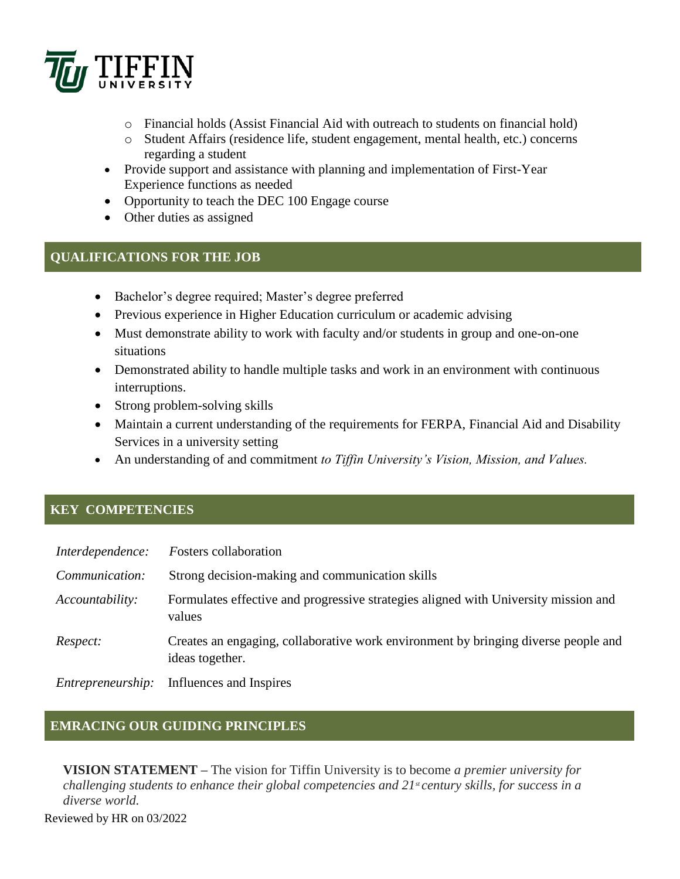- Financial holds (Assist Financial Aid with outreach to students on financial hold)
  - Student Affairs (residence life, student engagement, mental health, etc.) concerns regarding a student
- Provide support and assistance with planning and implementation of First-Year Experience functions as needed
- Opportunity to teach the DEC 100 Engage course
- Other duties as assigned

## QUALIFICATIONS FOR THE JOB

- Bachelor's degree required; Master's degree preferred
- Previous experience in Higher Education curriculum or academic advising
- Must demonstrate ability to work with faculty and/or students in group and one-on-one situations
- Demonstrated ability to handle multiple tasks and work in an environment with continuous interruptions.
- Strong problem-solving skills
- Maintain a current understanding of the requirements for FERPA, Financial Aid and Disability Services in a university setting
- An understanding of and commitment *to Tiffin University's Vision, Mission, and Values.*

## KEY COMPETENCIES

| | |
|---|---|
| *Interdependence:* | *F*osters collaboration |
| *Communication:* | Strong decision-making and communication skills |
| *Accountability:* | Formulates effective and progressive strategies aligned with University mission and values |
| *Respect:* | Creates an engaging, collaborative work environment by bringing diverse people and ideas together. |
| *Entrepreneurship:* | Influences and Inspires |

## EMRACING OUR GUIDING PRINCIPLES

**VISION STATEMENT –** The vision for Tiffin University is to become *a premier university for challenging students to enhance their global competencies and 21st century skills, for success in a diverse world.*

Reviewed by HR on 03/2022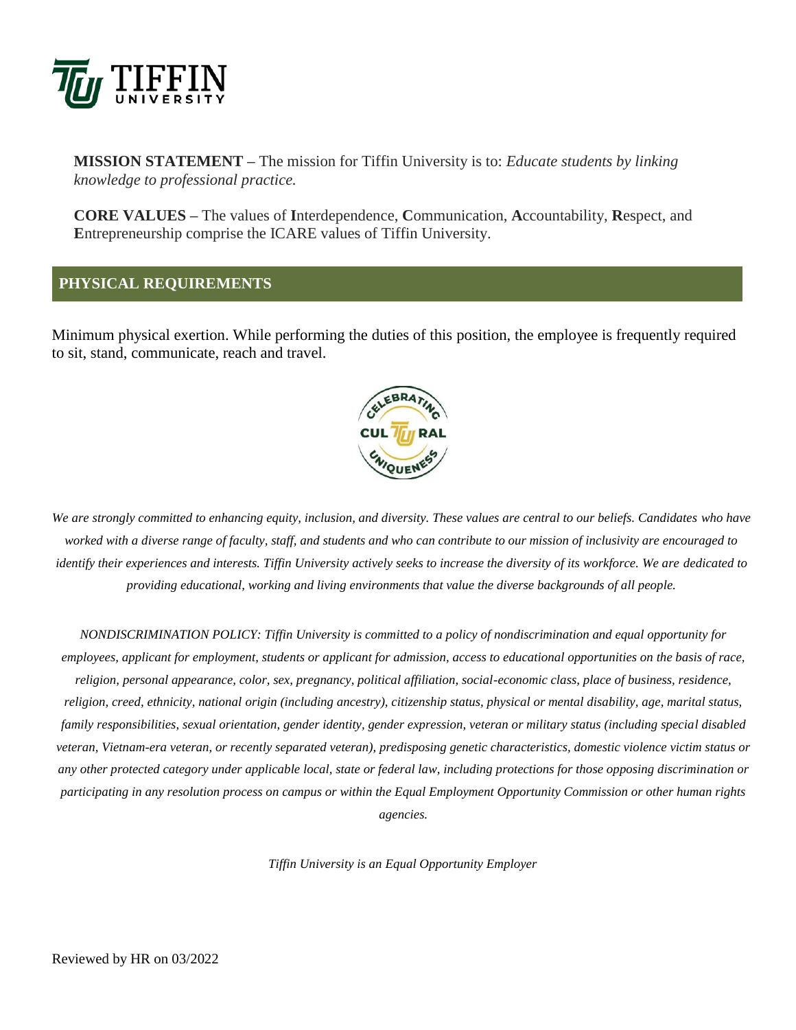**MISSION STATEMENT** – The mission for Tiffin University is to: *Educate students by linking knowledge to professional practice.*

**CORE VALUES** – The values of **I**nterdependence, **C**ommunication, **A**ccountability, **R**espect, and **E**ntrepreneurship comprise the ICARE values of Tiffin University.

## PHYSICAL REQUIREMENTS

Minimum physical exertion. While performing the duties of this position, the employee is frequently required to sit, stand, communicate, reach and travel.

*We are strongly committed to enhancing equity, inclusion, and diversity. These values are central to our beliefs. Candidates who have worked with a diverse range of faculty, staff, and students and who can contribute to our mission of inclusivity are encouraged to identify their experiences and interests. Tiffin University actively seeks to increase the diversity of its workforce. We are dedicated to providing educational, working and living environments that value the diverse backgrounds of all people.*

*NONDISCRIMINATION POLICY: Tiffin University is committed to a policy of nondiscrimination and equal opportunity for employees, applicant for employment, students or applicant for admission, access to educational opportunities on the basis of race, religion, personal appearance, color, sex, pregnancy, political affiliation, social-economic class, place of business, residence, religion, creed, ethnicity, national origin (including ancestry), citizenship status, physical or mental disability, age, marital status, family responsibilities, sexual orientation, gender identity, gender expression, veteran or military status (including special disabled veteran, Vietnam-era veteran, or recently separated veteran), predisposing genetic characteristics, domestic violence victim status or any other protected category under applicable local, state or federal law, including protections for those opposing discrimination or participating in any resolution process on campus or within the Equal Employment Opportunity Commission or other human rights agencies.*

*Tiffin University is an Equal Opportunity Employer*

Reviewed by HR on 03/2022